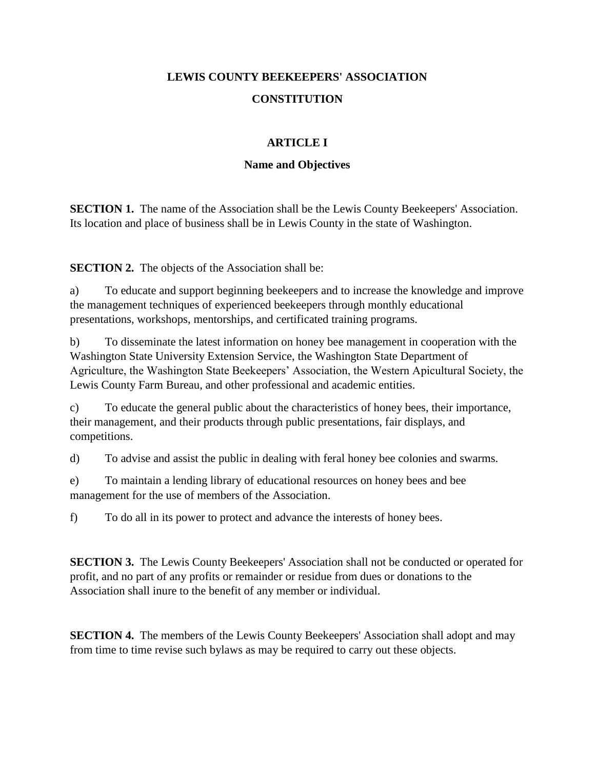# LEWIS COUNTY BEEKEEPERS' ASSOCIATION

# CONSTITUTION

## ARTICLE I

### Name and Objectives

**SECTION 1.** The name of the Association shall be the Lewis County Beekeepers' Association. Its location and place of business shall be in Lewis County in the state of Washington.

**SECTION 2.** The objects of the Association shall be:

a) To educate and support beginning beekeepers and to increase the knowledge and improve the management techniques of experienced beekeepers through monthly educational presentations, workshops, mentorships, and certificated training programs.

b) To disseminate the latest information on honey bee management in cooperation with the Washington State University Extension Service, the Washington State Department of Agriculture, the Washington State Beekeepers' Association, the Western Apicultural Society, the Lewis County Farm Bureau, and other professional and academic entities.

c) To educate the general public about the characteristics of honey bees, their importance, their management, and their products through public presentations, fair displays, and competitions.

d) To advise and assist the public in dealing with feral honey bee colonies and swarms.

e) To maintain a lending library of educational resources on honey bees and bee management for the use of members of the Association.

f) To do all in its power to protect and advance the interests of honey bees.

**SECTION 3.** The Lewis County Beekeepers' Association shall not be conducted or operated for profit, and no part of any profits or remainder or residue from dues or donations to the Association shall inure to the benefit of any member or individual.

**SECTION 4.** The members of the Lewis County Beekeepers' Association shall adopt and may from time to time revise such bylaws as may be required to carry out these objects.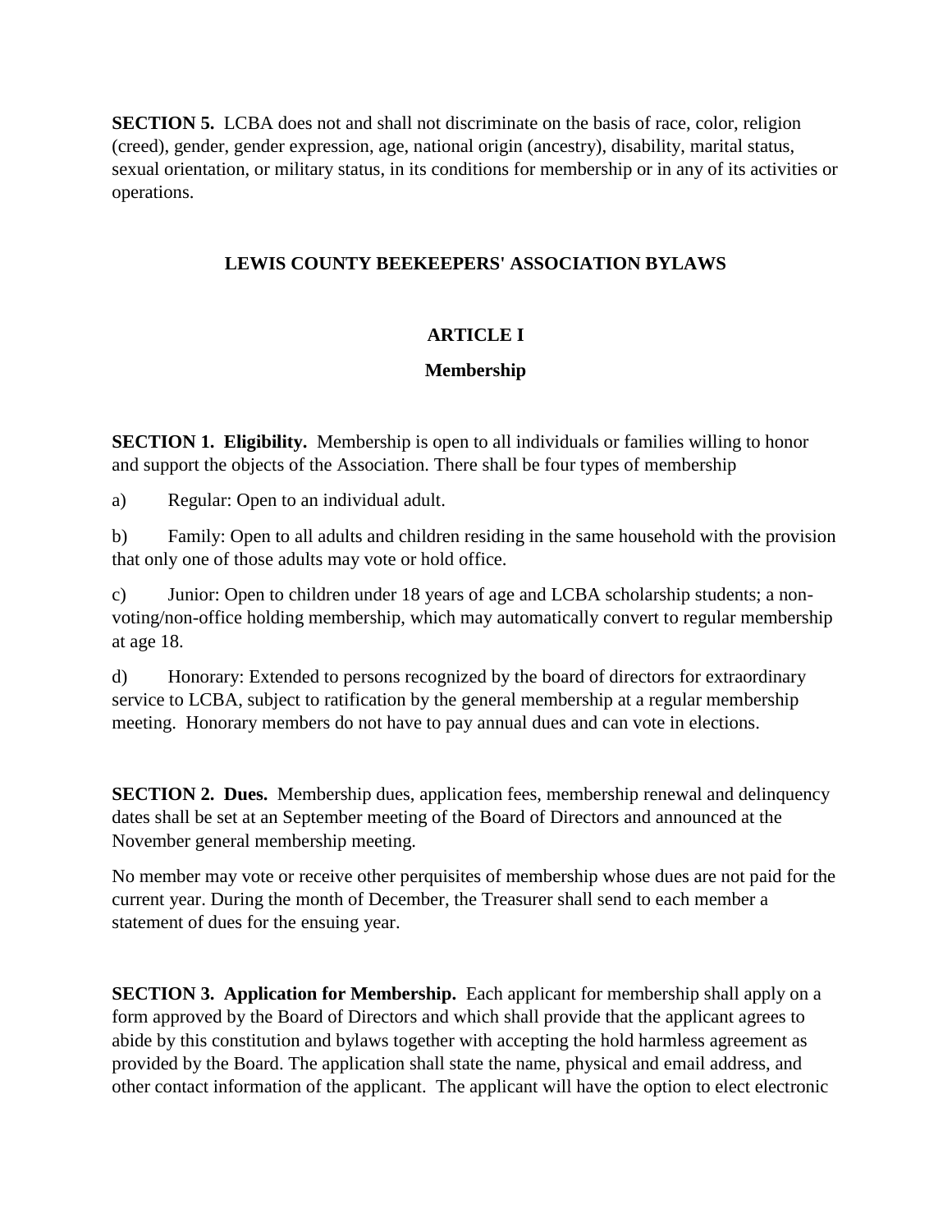**SECTION 5.** LCBA does not and shall not discriminate on the basis of race, color, religion (creed), gender, gender expression, age, national origin (ancestry), disability, marital status, sexual orientation, or military status, in its conditions for membership or in any of its activities or operations.

## LEWIS COUNTY BEEKEEPERS' ASSOCIATION BYLAWS

### ARTICLE I

### Membership

**SECTION 1. Eligibility.** Membership is open to all individuals or families willing to honor and support the objects of the Association. There shall be four types of membership

a) Regular: Open to an individual adult.

b) Family: Open to all adults and children residing in the same household with the provision that only one of those adults may vote or hold office.

c) Junior: Open to children under 18 years of age and LCBA scholarship students; a non-voting/non-office holding membership, which may automatically convert to regular membership at age 18.

d) Honorary: Extended to persons recognized by the board of directors for extraordinary service to LCBA, subject to ratification by the general membership at a regular membership meeting. Honorary members do not have to pay annual dues and can vote in elections.

**SECTION 2. Dues.** Membership dues, application fees, membership renewal and delinquency dates shall be set at an September meeting of the Board of Directors and announced at the November general membership meeting.

No member may vote or receive other perquisites of membership whose dues are not paid for the current year. During the month of December, the Treasurer shall send to each member a statement of dues for the ensuing year.

**SECTION 3. Application for Membership.** Each applicant for membership shall apply on a form approved by the Board of Directors and which shall provide that the applicant agrees to abide by this constitution and bylaws together with accepting the hold harmless agreement as provided by the Board. The application shall state the name, physical and email address, and other contact information of the applicant. The applicant will have the option to elect electronic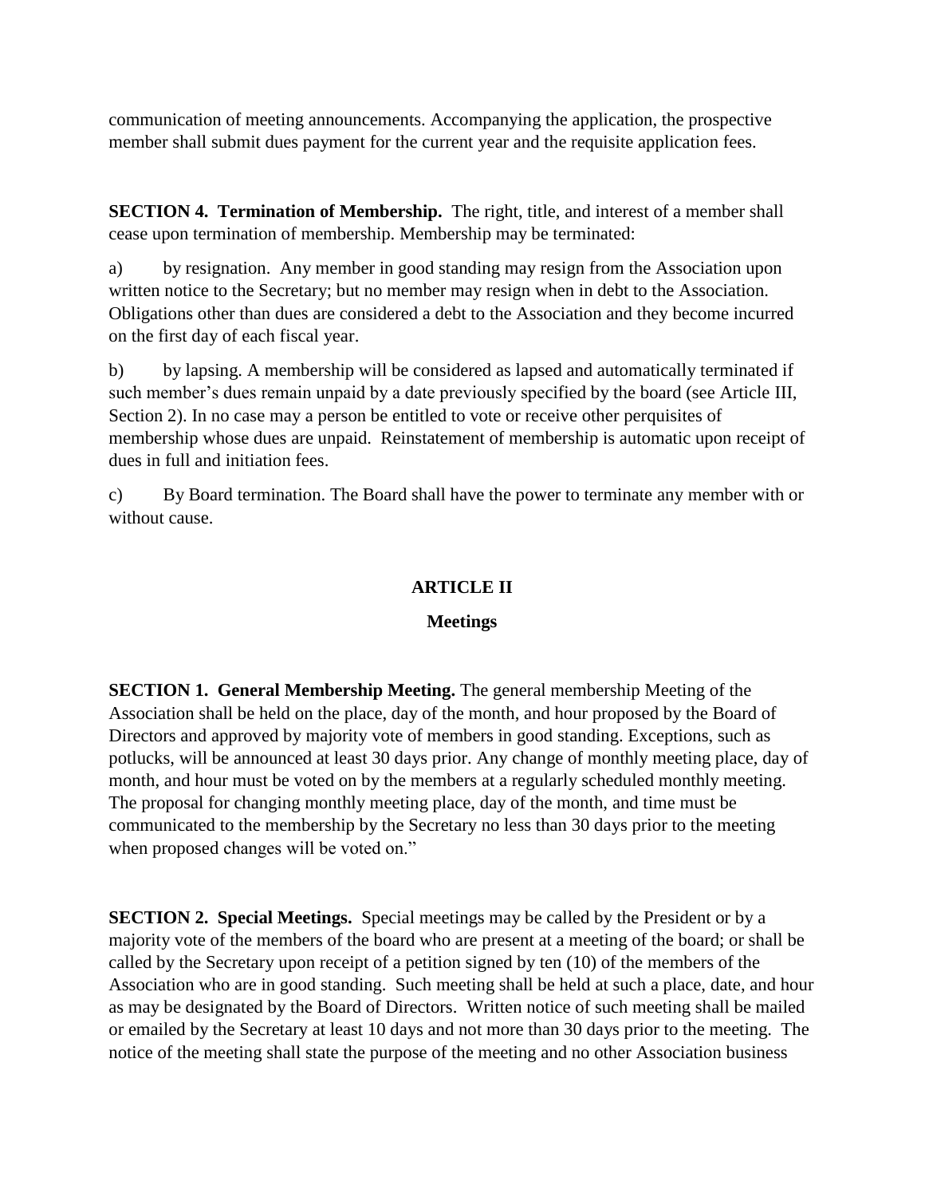communication of meeting announcements. Accompanying the application, the prospective member shall submit dues payment for the current year and the requisite application fees.

**SECTION 4. Termination of Membership.** The right, title, and interest of a member shall cease upon termination of membership. Membership may be terminated:

a) by resignation. Any member in good standing may resign from the Association upon written notice to the Secretary; but no member may resign when in debt to the Association. Obligations other than dues are considered a debt to the Association and they become incurred on the first day of each fiscal year.

b) by lapsing. A membership will be considered as lapsed and automatically terminated if such member's dues remain unpaid by a date previously specified by the board (see Article III, Section 2). In no case may a person be entitled to vote or receive other perquisites of membership whose dues are unpaid. Reinstatement of membership is automatic upon receipt of dues in full and initiation fees.

c) By Board termination. The Board shall have the power to terminate any member with or without cause.

## ARTICLE II

### Meetings

**SECTION 1. General Membership Meeting.** The general membership Meeting of the Association shall be held on the place, day of the month, and hour proposed by the Board of Directors and approved by majority vote of members in good standing. Exceptions, such as potlucks, will be announced at least 30 days prior. Any change of monthly meeting place, day of month, and hour must be voted on by the members at a regularly scheduled monthly meeting. The proposal for changing monthly meeting place, day of the month, and time must be communicated to the membership by the Secretary no less than 30 days prior to the meeting when proposed changes will be voted on."

**SECTION 2. Special Meetings.** Special meetings may be called by the President or by a majority vote of the members of the board who are present at a meeting of the board; or shall be called by the Secretary upon receipt of a petition signed by ten (10) of the members of the Association who are in good standing. Such meeting shall be held at such a place, date, and hour as may be designated by the Board of Directors. Written notice of such meeting shall be mailed or emailed by the Secretary at least 10 days and not more than 30 days prior to the meeting. The notice of the meeting shall state the purpose of the meeting and no other Association business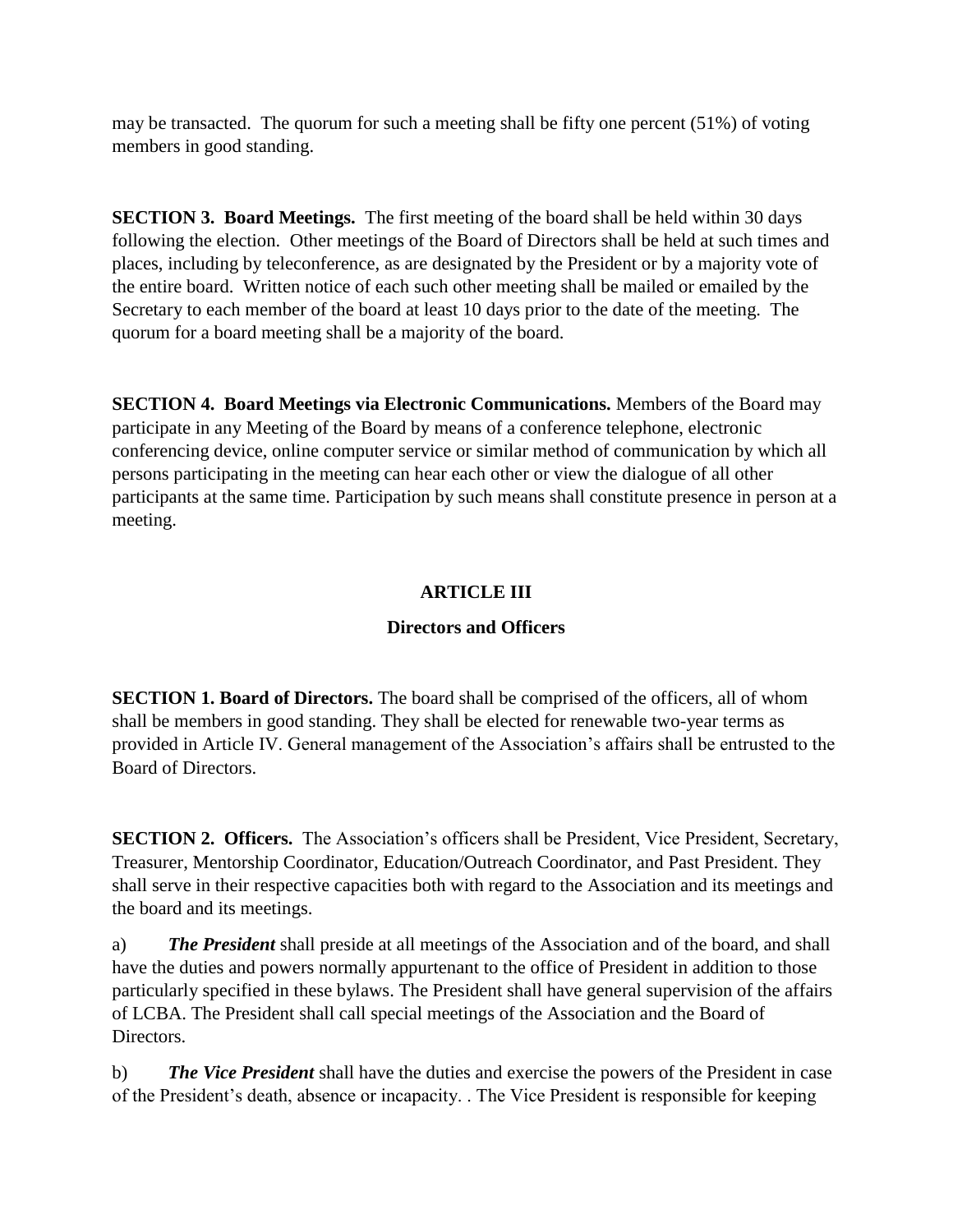may be transacted. The quorum for such a meeting shall be fifty one percent (51%) of voting members in good standing.

**SECTION 3. Board Meetings.** The first meeting of the board shall be held within 30 days following the election. Other meetings of the Board of Directors shall be held at such times and places, including by teleconference, as are designated by the President or by a majority vote of the entire board. Written notice of each such other meeting shall be mailed or emailed by the Secretary to each member of the board at least 10 days prior to the date of the meeting. The quorum for a board meeting shall be a majority of the board.

**SECTION 4. Board Meetings via Electronic Communications.** Members of the Board may participate in any Meeting of the Board by means of a conference telephone, electronic conferencing device, online computer service or similar method of communication by which all persons participating in the meeting can hear each other or view the dialogue of all other participants at the same time. Participation by such means shall constitute presence in person at a meeting.

## ARTICLE III

### Directors and Officers

**SECTION 1. Board of Directors.** The board shall be comprised of the officers, all of whom shall be members in good standing. They shall be elected for renewable two-year terms as provided in Article IV. General management of the Association's affairs shall be entrusted to the Board of Directors.

**SECTION 2. Officers.** The Association's officers shall be President, Vice President, Secretary, Treasurer, Mentorship Coordinator, Education/Outreach Coordinator, and Past President. They shall serve in their respective capacities both with regard to the Association and its meetings and the board and its meetings.

a) ***The President*** shall preside at all meetings of the Association and of the board, and shall have the duties and powers normally appurtenant to the office of President in addition to those particularly specified in these bylaws. The President shall have general supervision of the affairs of LCBA. The President shall call special meetings of the Association and the Board of Directors.

b) ***The Vice President*** shall have the duties and exercise the powers of the President in case of the President's death, absence or incapacity. . The Vice President is responsible for keeping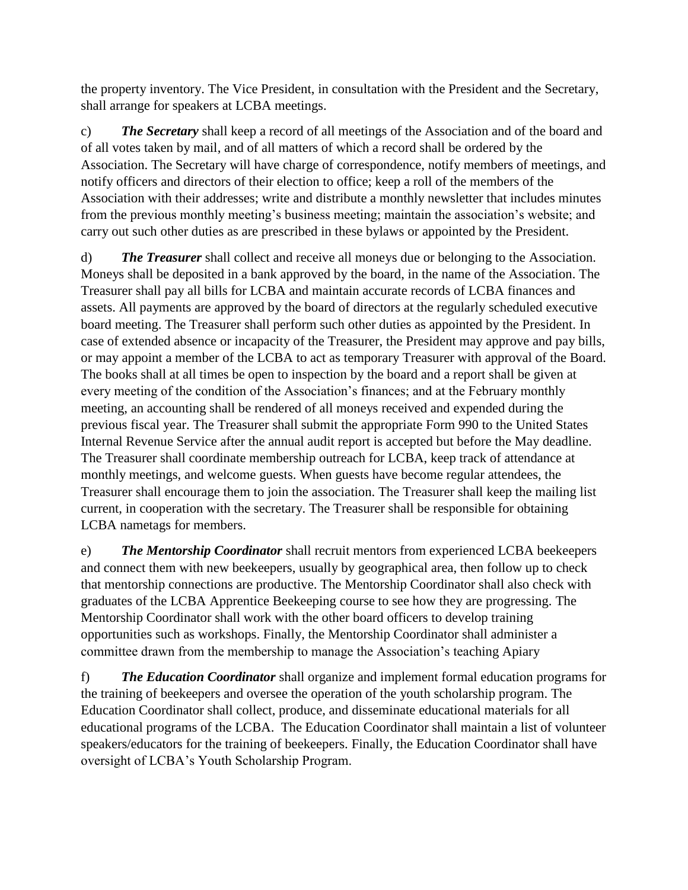the property inventory. The Vice President, in consultation with the President and the Secretary, shall arrange for speakers at LCBA meetings.

c) ***The Secretary*** shall keep a record of all meetings of the Association and of the board and of all votes taken by mail, and of all matters of which a record shall be ordered by the Association. The Secretary will have charge of correspondence, notify members of meetings, and notify officers and directors of their election to office; keep a roll of the members of the Association with their addresses; write and distribute a monthly newsletter that includes minutes from the previous monthly meeting's business meeting; maintain the association's website; and carry out such other duties as are prescribed in these bylaws or appointed by the President.

d) ***The Treasurer*** shall collect and receive all moneys due or belonging to the Association. Moneys shall be deposited in a bank approved by the board, in the name of the Association. The Treasurer shall pay all bills for LCBA and maintain accurate records of LCBA finances and assets. All payments are approved by the board of directors at the regularly scheduled executive board meeting. The Treasurer shall perform such other duties as appointed by the President. In case of extended absence or incapacity of the Treasurer, the President may approve and pay bills, or may appoint a member of the LCBA to act as temporary Treasurer with approval of the Board. The books shall at all times be open to inspection by the board and a report shall be given at every meeting of the condition of the Association's finances; and at the February monthly meeting, an accounting shall be rendered of all moneys received and expended during the previous fiscal year. The Treasurer shall submit the appropriate Form 990 to the United States Internal Revenue Service after the annual audit report is accepted but before the May deadline. The Treasurer shall coordinate membership outreach for LCBA, keep track of attendance at monthly meetings, and welcome guests. When guests have become regular attendees, the Treasurer shall encourage them to join the association. The Treasurer shall keep the mailing list current, in cooperation with the secretary. The Treasurer shall be responsible for obtaining LCBA nametags for members.

e) ***The Mentorship Coordinator*** shall recruit mentors from experienced LCBA beekeepers and connect them with new beekeepers, usually by geographical area, then follow up to check that mentorship connections are productive. The Mentorship Coordinator shall also check with graduates of the LCBA Apprentice Beekeeping course to see how they are progressing. The Mentorship Coordinator shall work with the other board officers to develop training opportunities such as workshops. Finally, the Mentorship Coordinator shall administer a committee drawn from the membership to manage the Association's teaching Apiary

f) ***The Education Coordinator*** shall organize and implement formal education programs for the training of beekeepers and oversee the operation of the youth scholarship program. The Education Coordinator shall collect, produce, and disseminate educational materials for all educational programs of the LCBA. The Education Coordinator shall maintain a list of volunteer speakers/educators for the training of beekeepers. Finally, the Education Coordinator shall have oversight of LCBA's Youth Scholarship Program.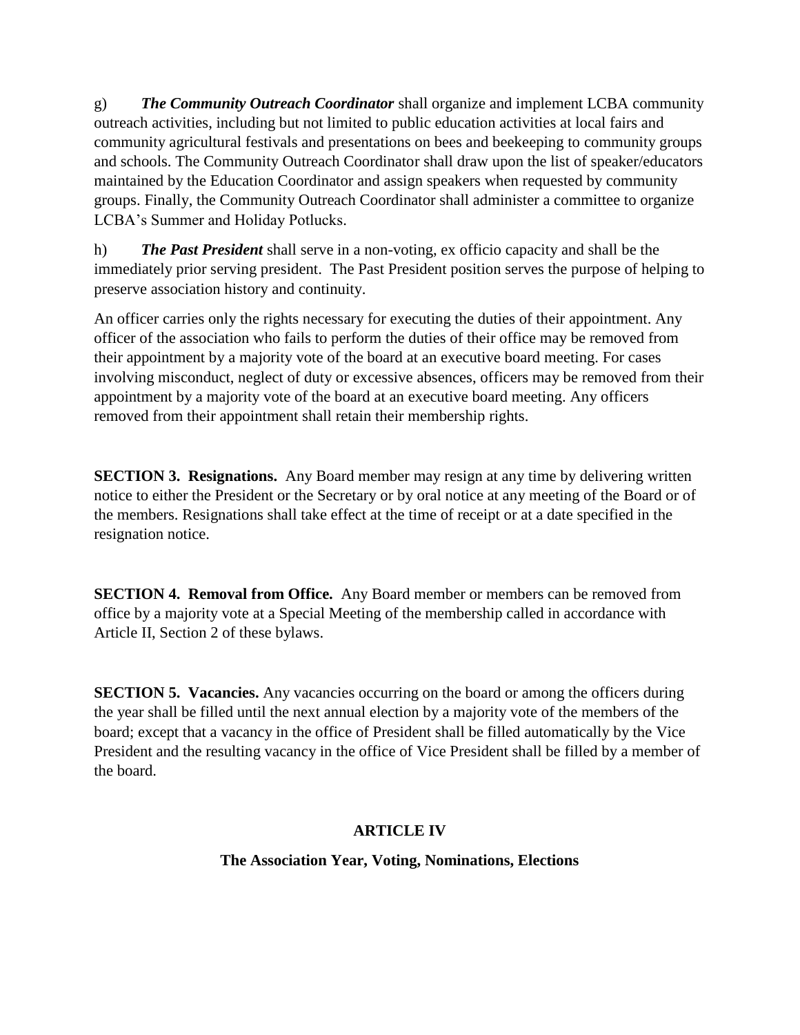g) ***The Community Outreach Coordinator*** shall organize and implement LCBA community outreach activities, including but not limited to public education activities at local fairs and community agricultural festivals and presentations on bees and beekeeping to community groups and schools. The Community Outreach Coordinator shall draw upon the list of speaker/educators maintained by the Education Coordinator and assign speakers when requested by community groups. Finally, the Community Outreach Coordinator shall administer a committee to organize LCBA's Summer and Holiday Potlucks.

h) ***The Past President*** shall serve in a non-voting, ex officio capacity and shall be the immediately prior serving president. The Past President position serves the purpose of helping to preserve association history and continuity.

An officer carries only the rights necessary for executing the duties of their appointment. Any officer of the association who fails to perform the duties of their office may be removed from their appointment by a majority vote of the board at an executive board meeting. For cases involving misconduct, neglect of duty or excessive absences, officers may be removed from their appointment by a majority vote of the board at an executive board meeting. Any officers removed from their appointment shall retain their membership rights.

**SECTION 3. Resignations.** Any Board member may resign at any time by delivering written notice to either the President or the Secretary or by oral notice at any meeting of the Board or of the members. Resignations shall take effect at the time of receipt or at a date specified in the resignation notice.

**SECTION 4. Removal from Office.** Any Board member or members can be removed from office by a majority vote at a Special Meeting of the membership called in accordance with Article II, Section 2 of these bylaws.

**SECTION 5. Vacancies.** Any vacancies occurring on the board or among the officers during the year shall be filled until the next annual election by a majority vote of the members of the board; except that a vacancy in the office of President shall be filled automatically by the Vice President and the resulting vacancy in the office of Vice President shall be filled by a member of the board.

## ARTICLE IV

### The Association Year, Voting, Nominations, Elections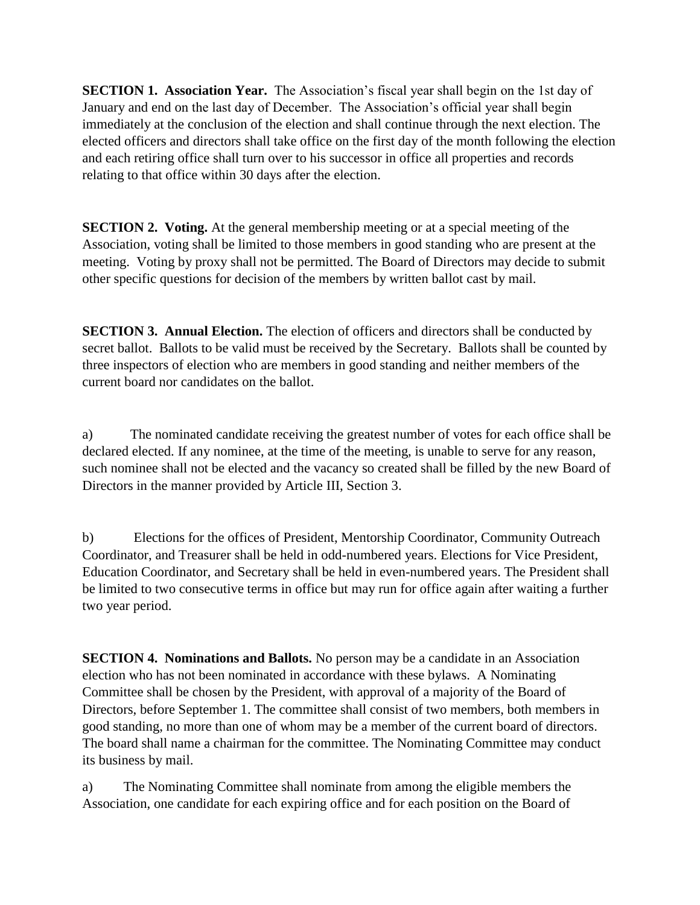**SECTION 1. Association Year.** The Association's fiscal year shall begin on the 1st day of January and end on the last day of December. The Association's official year shall begin immediately at the conclusion of the election and shall continue through the next election. The elected officers and directors shall take office on the first day of the month following the election and each retiring office shall turn over to his successor in office all properties and records relating to that office within 30 days after the election.

**SECTION 2. Voting.** At the general membership meeting or at a special meeting of the Association, voting shall be limited to those members in good standing who are present at the meeting. Voting by proxy shall not be permitted. The Board of Directors may decide to submit other specific questions for decision of the members by written ballot cast by mail.

**SECTION 3. Annual Election.** The election of officers and directors shall be conducted by secret ballot. Ballots to be valid must be received by the Secretary. Ballots shall be counted by three inspectors of election who are members in good standing and neither members of the current board nor candidates on the ballot.

a) The nominated candidate receiving the greatest number of votes for each office shall be declared elected. If any nominee, at the time of the meeting, is unable to serve for any reason, such nominee shall not be elected and the vacancy so created shall be filled by the new Board of Directors in the manner provided by Article III, Section 3.

b) Elections for the offices of President, Mentorship Coordinator, Community Outreach Coordinator, and Treasurer shall be held in odd-numbered years. Elections for Vice President, Education Coordinator, and Secretary shall be held in even-numbered years. The President shall be limited to two consecutive terms in office but may run for office again after waiting a further two year period.

**SECTION 4. Nominations and Ballots.** No person may be a candidate in an Association election who has not been nominated in accordance with these bylaws. A Nominating Committee shall be chosen by the President, with approval of a majority of the Board of Directors, before September 1. The committee shall consist of two members, both members in good standing, no more than one of whom may be a member of the current board of directors. The board shall name a chairman for the committee. The Nominating Committee may conduct its business by mail.

a) The Nominating Committee shall nominate from among the eligible members the Association, one candidate for each expiring office and for each position on the Board of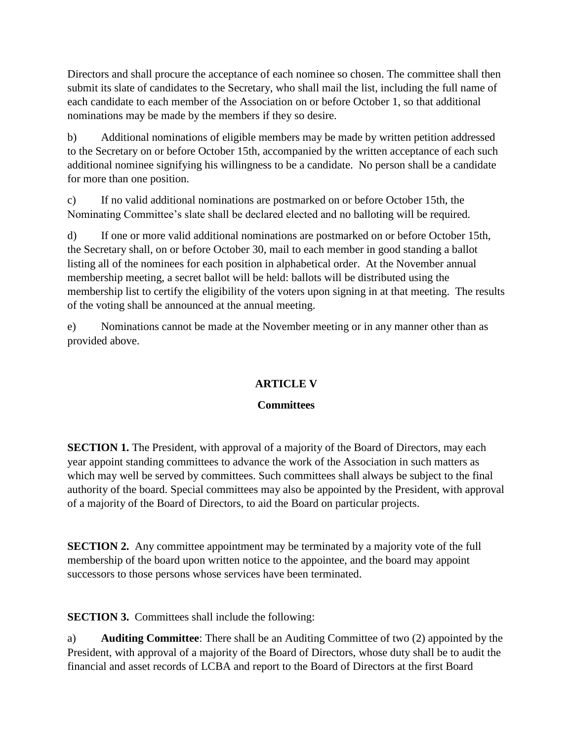Directors and shall procure the acceptance of each nominee so chosen. The committee shall then submit its slate of candidates to the Secretary, who shall mail the list, including the full name of each candidate to each member of the Association on or before October 1, so that additional nominations may be made by the members if they so desire.

b) Additional nominations of eligible members may be made by written petition addressed to the Secretary on or before October 15th, accompanied by the written acceptance of each such additional nominee signifying his willingness to be a candidate. No person shall be a candidate for more than one position.

c) If no valid additional nominations are postmarked on or before October 15th, the Nominating Committee's slate shall be declared elected and no balloting will be required.

d) If one or more valid additional nominations are postmarked on or before October 15th, the Secretary shall, on or before October 30, mail to each member in good standing a ballot listing all of the nominees for each position in alphabetical order. At the November annual membership meeting, a secret ballot will be held: ballots will be distributed using the membership list to certify the eligibility of the voters upon signing in at that meeting. The results of the voting shall be announced at the annual meeting.

e) Nominations cannot be made at the November meeting or in any manner other than as provided above.

## ARTICLE V

### Committees

**SECTION 1.** The President, with approval of a majority of the Board of Directors, may each year appoint standing committees to advance the work of the Association in such matters as which may well be served by committees. Such committees shall always be subject to the final authority of the board. Special committees may also be appointed by the President, with approval of a majority of the Board of Directors, to aid the Board on particular projects.

**SECTION 2.** Any committee appointment may be terminated by a majority vote of the full membership of the board upon written notice to the appointee, and the board may appoint successors to those persons whose services have been terminated.

**SECTION 3.** Committees shall include the following:

a) **Auditing Committee**: There shall be an Auditing Committee of two (2) appointed by the President, with approval of a majority of the Board of Directors, whose duty shall be to audit the financial and asset records of LCBA and report to the Board of Directors at the first Board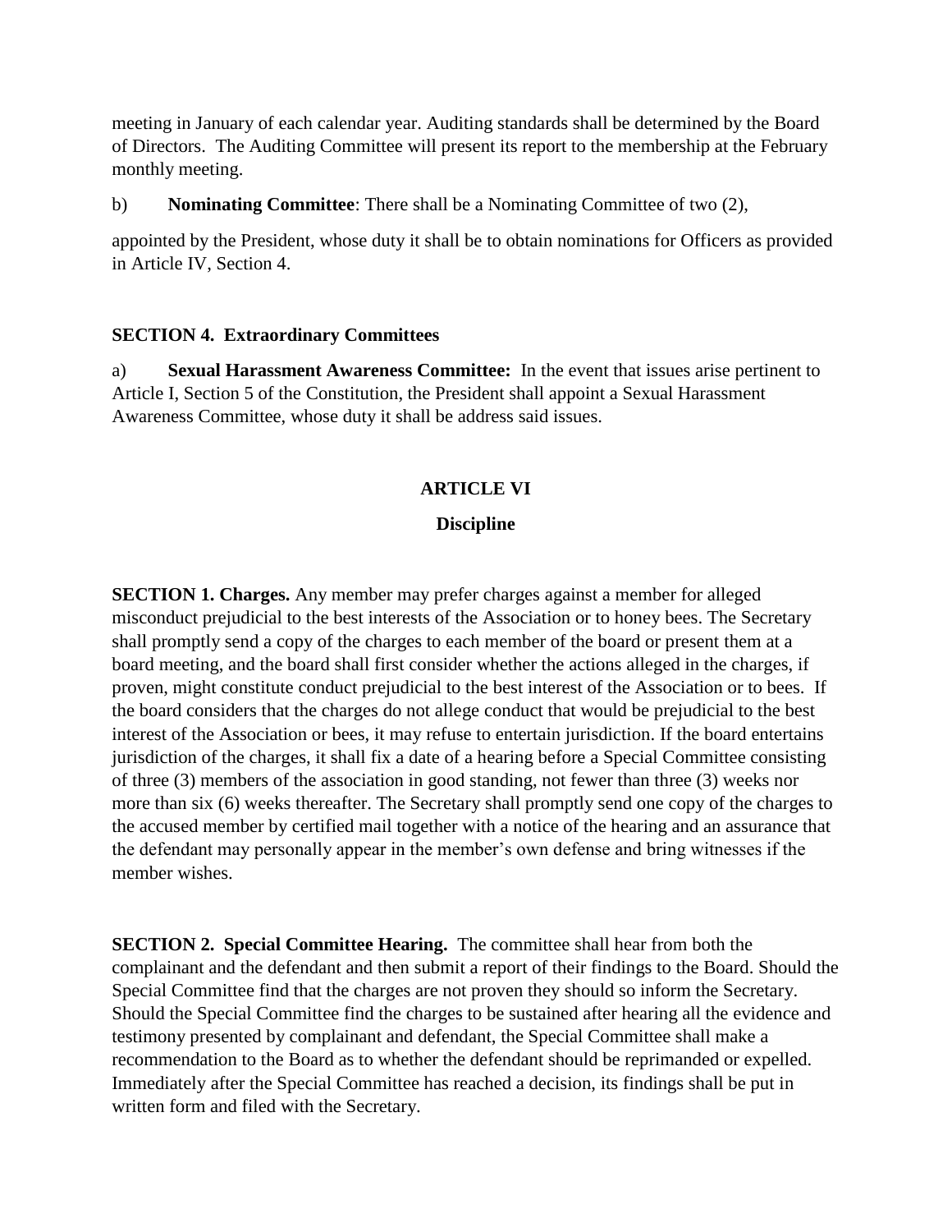meeting in January of each calendar year. Auditing standards shall be determined by the Board of Directors. The Auditing Committee will present its report to the membership at the February monthly meeting.

b) **Nominating Committee**: There shall be a Nominating Committee of two (2),

appointed by the President, whose duty it shall be to obtain nominations for Officers as provided in Article IV, Section 4.

**SECTION 4. Extraordinary Committees**

a) **Sexual Harassment Awareness Committee:** In the event that issues arise pertinent to Article I, Section 5 of the Constitution, the President shall appoint a Sexual Harassment Awareness Committee, whose duty it shall be address said issues.

## ARTICLE VI

### Discipline

**SECTION 1. Charges.** Any member may prefer charges against a member for alleged misconduct prejudicial to the best interests of the Association or to honey bees. The Secretary shall promptly send a copy of the charges to each member of the board or present them at a board meeting, and the board shall first consider whether the actions alleged in the charges, if proven, might constitute conduct prejudicial to the best interest of the Association or to bees. If the board considers that the charges do not allege conduct that would be prejudicial to the best interest of the Association or bees, it may refuse to entertain jurisdiction. If the board entertains jurisdiction of the charges, it shall fix a date of a hearing before a Special Committee consisting of three (3) members of the association in good standing, not fewer than three (3) weeks nor more than six (6) weeks thereafter. The Secretary shall promptly send one copy of the charges to the accused member by certified mail together with a notice of the hearing and an assurance that the defendant may personally appear in the member's own defense and bring witnesses if the member wishes.

**SECTION 2. Special Committee Hearing.** The committee shall hear from both the complainant and the defendant and then submit a report of their findings to the Board. Should the Special Committee find that the charges are not proven they should so inform the Secretary. Should the Special Committee find the charges to be sustained after hearing all the evidence and testimony presented by complainant and defendant, the Special Committee shall make a recommendation to the Board as to whether the defendant should be reprimanded or expelled. Immediately after the Special Committee has reached a decision, its findings shall be put in written form and filed with the Secretary.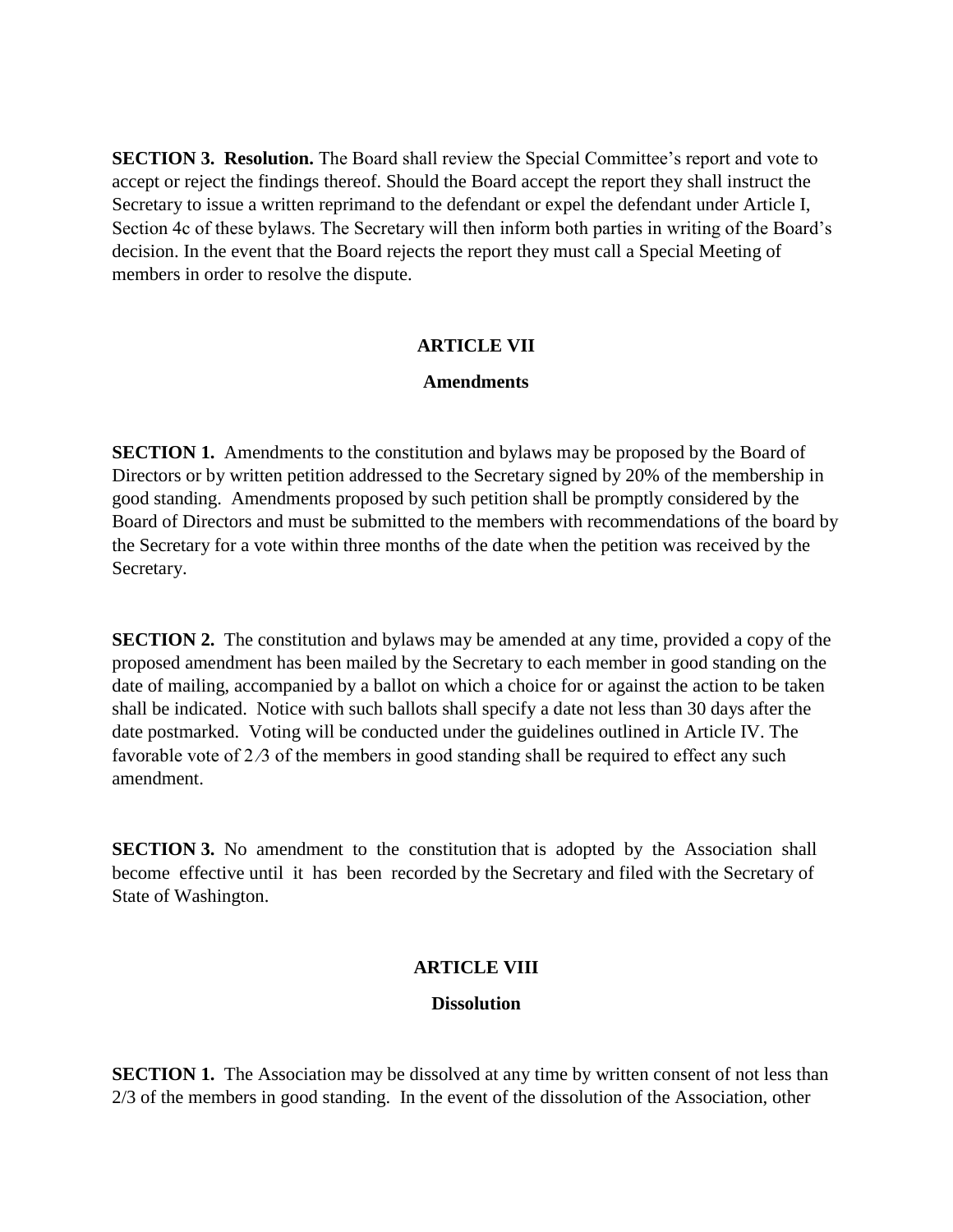**SECTION 3. Resolution.** The Board shall review the Special Committee's report and vote to accept or reject the findings thereof. Should the Board accept the report they shall instruct the Secretary to issue a written reprimand to the defendant or expel the defendant under Article I, Section 4c of these bylaws. The Secretary will then inform both parties in writing of the Board's decision. In the event that the Board rejects the report they must call a Special Meeting of members in order to resolve the dispute.

## ARTICLE VII

### Amendments

**SECTION 1.** Amendments to the constitution and bylaws may be proposed by the Board of Directors or by written petition addressed to the Secretary signed by 20% of the membership in good standing. Amendments proposed by such petition shall be promptly considered by the Board of Directors and must be submitted to the members with recommendations of the board by the Secretary for a vote within three months of the date when the petition was received by the Secretary.

**SECTION 2.** The constitution and bylaws may be amended at any time, provided a copy of the proposed amendment has been mailed by the Secretary to each member in good standing on the date of mailing, accompanied by a ballot on which a choice for or against the action to be taken shall be indicated. Notice with such ballots shall specify a date not less than 30 days after the date postmarked. Voting will be conducted under the guidelines outlined in Article IV. The favorable vote of 2⁄3 of the members in good standing shall be required to effect any such amendment.

**SECTION 3.** No amendment to the constitution that is adopted by the Association shall become effective until it has been recorded by the Secretary and filed with the Secretary of State of Washington.

## ARTICLE VIII

### Dissolution

**SECTION 1.** The Association may be dissolved at any time by written consent of not less than 2/3 of the members in good standing. In the event of the dissolution of the Association, other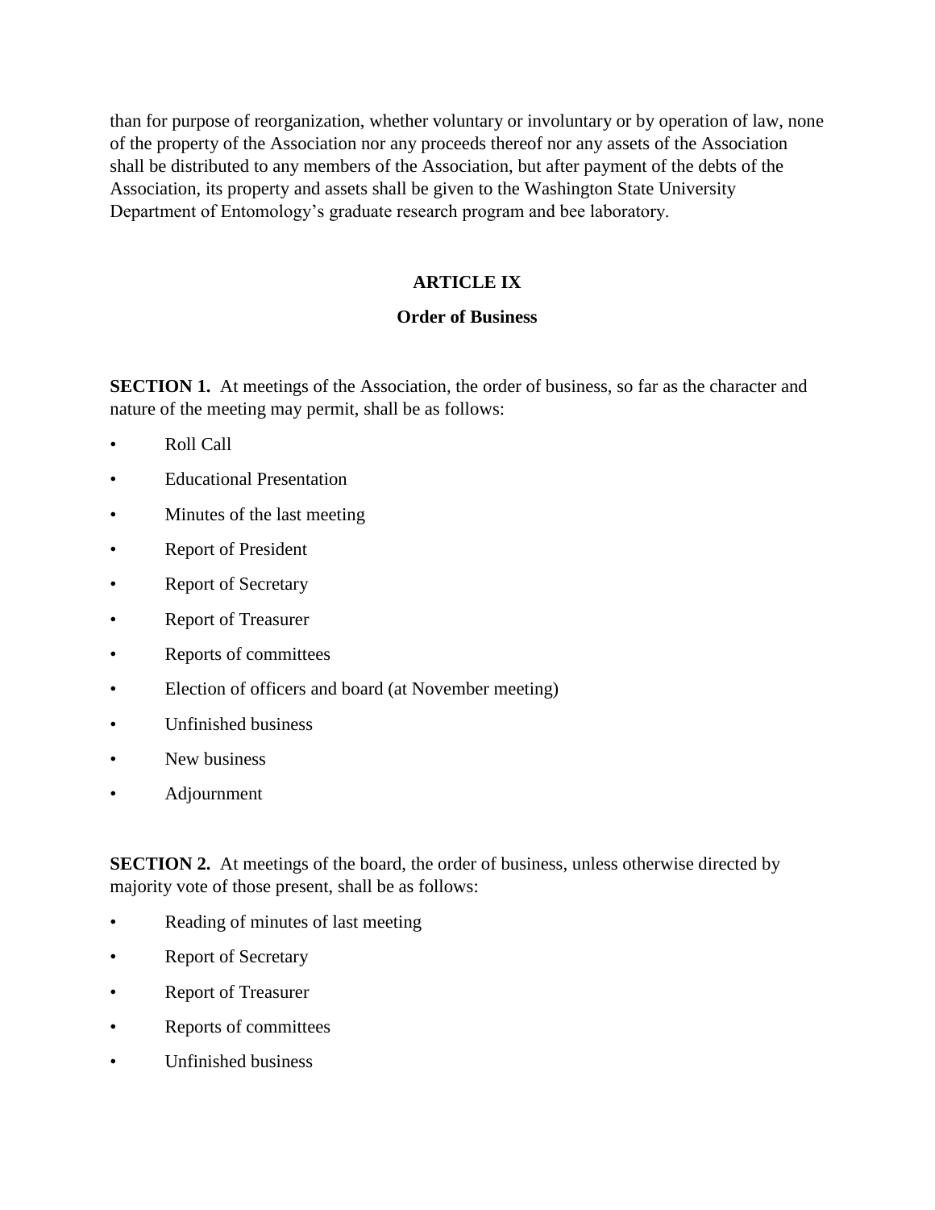than for purpose of reorganization, whether voluntary or involuntary or by operation of law, none of the property of the Association nor any proceeds thereof nor any assets of the Association shall be distributed to any members of the Association, but after payment of the debts of the Association, its property and assets shall be given to the Washington State University Department of Entomology's graduate research program and bee laboratory.

## ARTICLE IX

### Order of Business

**SECTION 1.** At meetings of the Association, the order of business, so far as the character and nature of the meeting may permit, shall be as follows:

- Roll Call
- Educational Presentation
- Minutes of the last meeting
- Report of President
- Report of Secretary
- Report of Treasurer
- Reports of committees
- Election of officers and board (at November meeting)
- Unfinished business
- New business
- Adjournment

**SECTION 2.** At meetings of the board, the order of business, unless otherwise directed by majority vote of those present, shall be as follows:

- Reading of minutes of last meeting
- Report of Secretary
- Report of Treasurer
- Reports of committees
- Unfinished business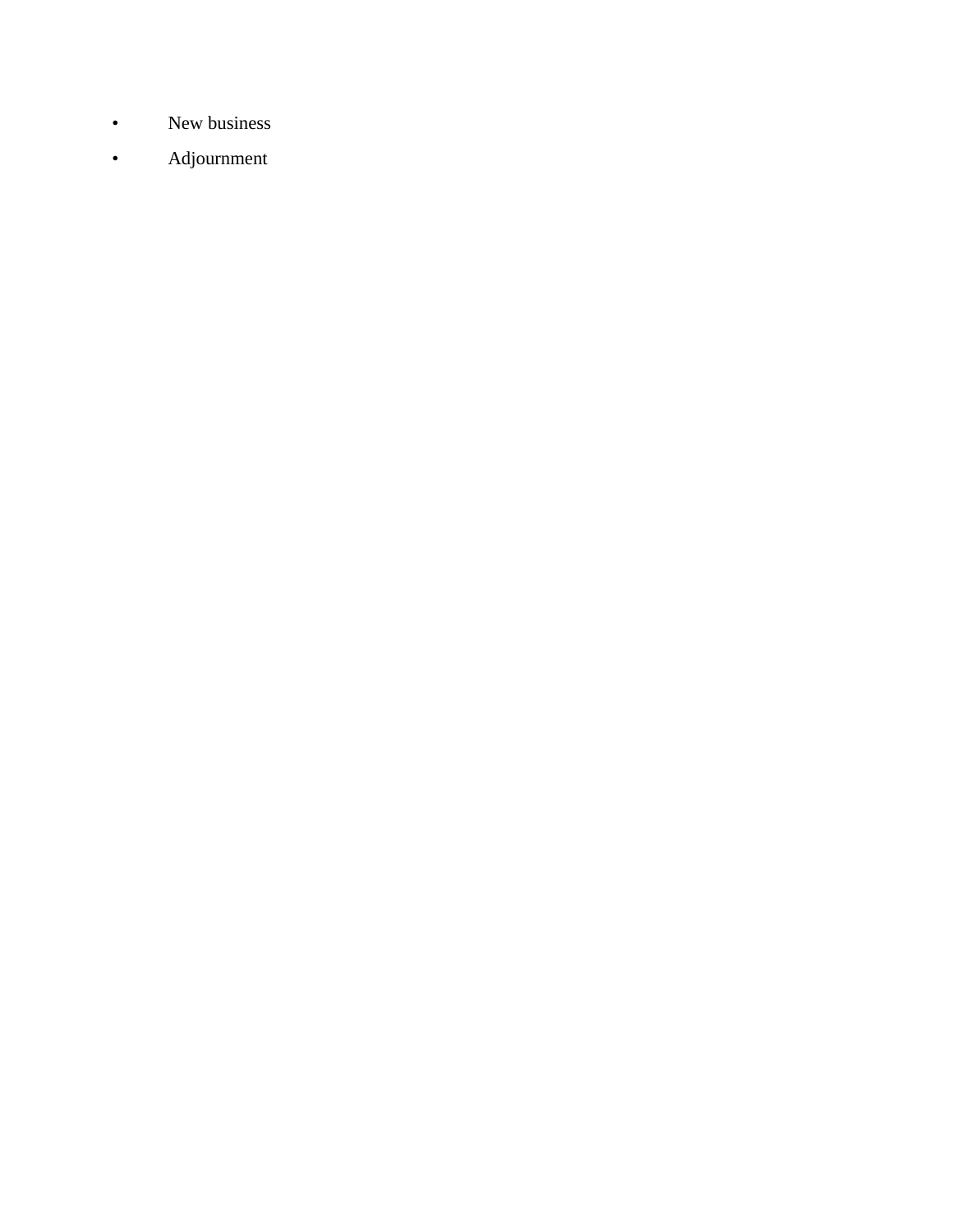- New business
- Adjournment